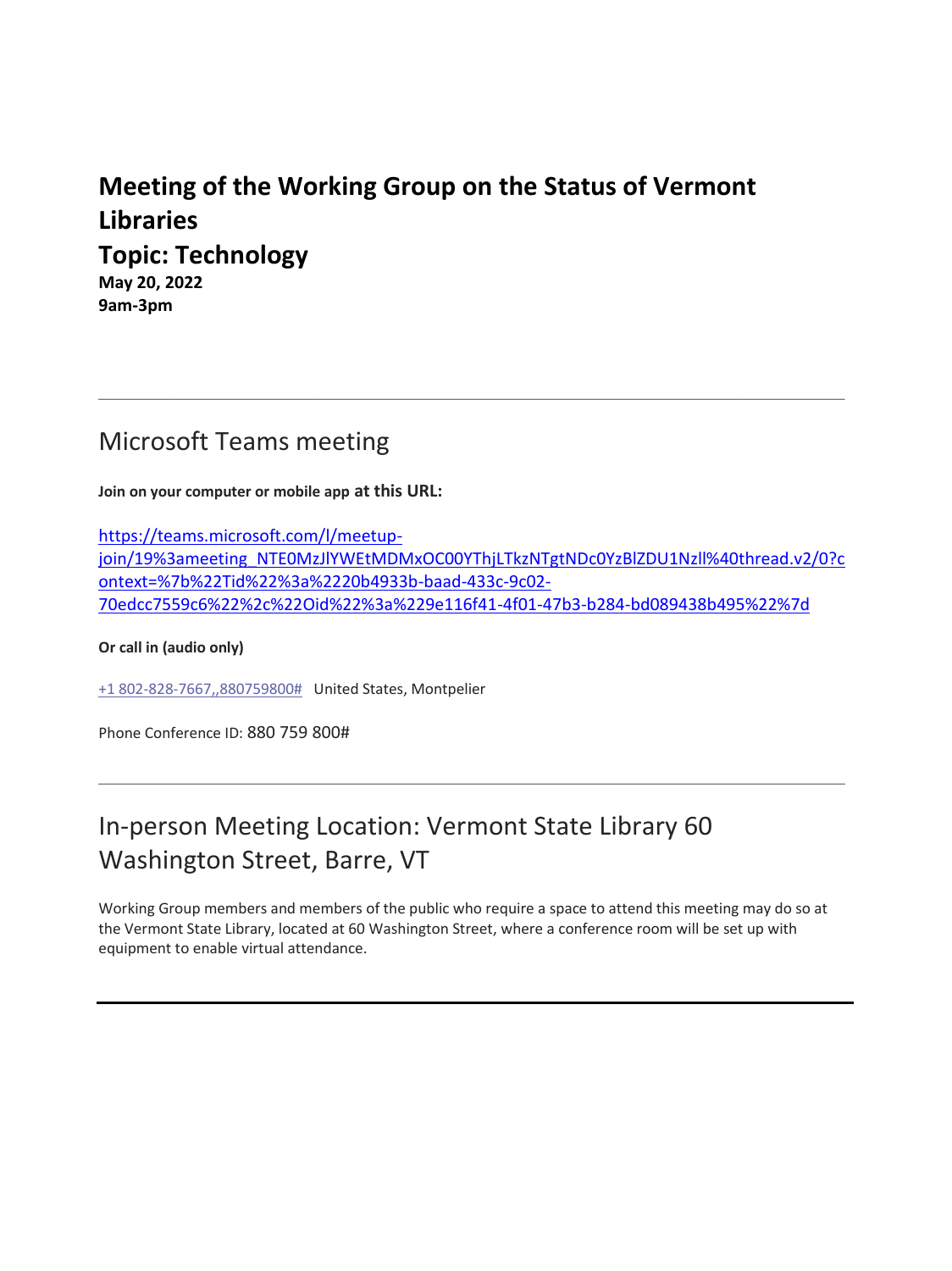# Meeting of the Working Group on the Status of Vermont Libraries

# Topic: Technology

**May 20, 2022**
**9am-3pm**

---

## Microsoft Teams meeting

**Join on your computer or mobile app at this URL:**

https://teams.microsoft.com/l/meetup-join/19%3ameeting_NTE0MzJlYWEtMDMxOC00YThjLTkzNTgtNDc0YzBlZDU1NzIl%40thread.v2/0?context=%7b%22Tid%22%3a%2220b4933b-baad-433c-9c02-70edcc7559c6%22%2c%22Oid%22%3a%229e116f41-4f01-47b3-b284-bd089438b495%22%7d

**Or call in (audio only)**

+1 802-828-7667,,880759800# United States, Montpelier

Phone Conference ID: 880 759 800#

---

## In-person Meeting Location: Vermont State Library 60 Washington Street, Barre, VT

Working Group members and members of the public who require a space to attend this meeting may do so at the Vermont State Library, located at 60 Washington Street, where a conference room will be set up with equipment to enable virtual attendance.

---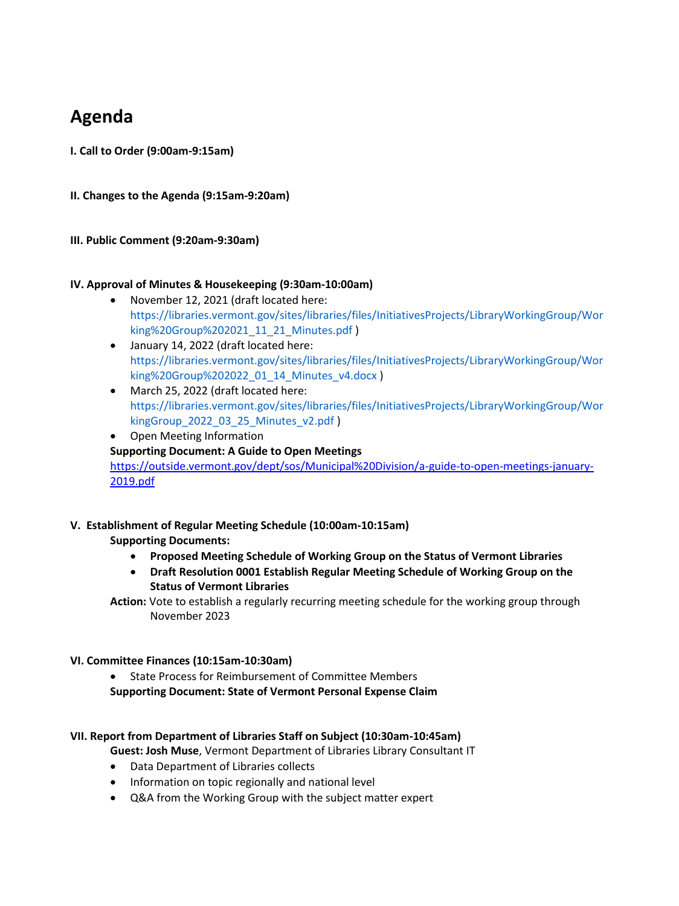# Agenda

**I. Call to Order (9:00am-9:15am)**

**II. Changes to the Agenda (9:15am-9:20am)**

**III. Public Comment (9:20am-9:30am)**

**IV. Approval of Minutes & Housekeeping (9:30am-10:00am)**

- November 12, 2021 (draft located here: https://libraries.vermont.gov/sites/libraries/files/InitiativesProjects/LibraryWorkingGroup/Working%20Group%202021_11_21_Minutes.pdf )
- January 14, 2022 (draft located here: https://libraries.vermont.gov/sites/libraries/files/InitiativesProjects/LibraryWorkingGroup/Working%20Group%202022_01_14_Minutes_v4.docx )
- March 25, 2022 (draft located here: https://libraries.vermont.gov/sites/libraries/files/InitiativesProjects/LibraryWorkingGroup/WorkingGroup_2022_03_25_Minutes_v2.pdf )
- Open Meeting Information

**Supporting Document: A Guide to Open Meetings**
https://outside.vermont.gov/dept/sos/Municipal%20Division/a-guide-to-open-meetings-january-2019.pdf

**V. Establishment of Regular Meeting Schedule (10:00am-10:15am)**

**Supporting Documents:**

- **Proposed Meeting Schedule of Working Group on the Status of Vermont Libraries**
- **Draft Resolution 0001 Establish Regular Meeting Schedule of Working Group on the Status of Vermont Libraries**

**Action:** Vote to establish a regularly recurring meeting schedule for the working group through November 2023

**VI. Committee Finances (10:15am-10:30am)**

- State Process for Reimbursement of Committee Members

**Supporting Document: State of Vermont Personal Expense Claim**

**VII. Report from Department of Libraries Staff on Subject (10:30am-10:45am)**

**Guest: Josh Muse**, Vermont Department of Libraries Library Consultant IT

- Data Department of Libraries collects
- Information on topic regionally and national level
- Q&A from the Working Group with the subject matter expert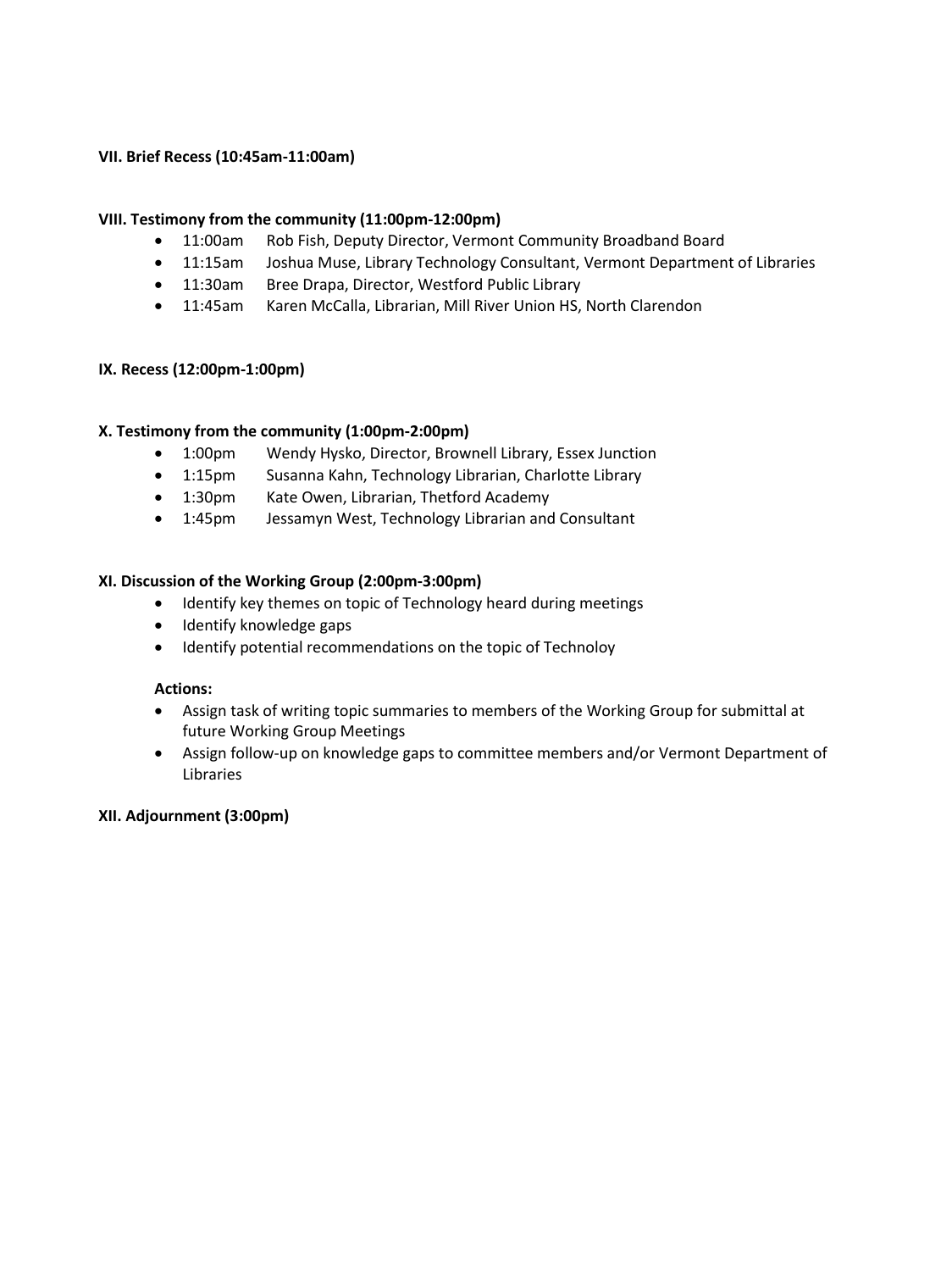**VII. Brief Recess (10:45am-11:00am)**

**VIII. Testimony from the community (11:00pm-12:00pm)**

- 11:00am Rob Fish, Deputy Director, Vermont Community Broadband Board
- 11:15am Joshua Muse, Library Technology Consultant, Vermont Department of Libraries
- 11:30am Bree Drapa, Director, Westford Public Library
- 11:45am Karen McCalla, Librarian, Mill River Union HS, North Clarendon

**IX. Recess (12:00pm-1:00pm)**

**X. Testimony from the community (1:00pm-2:00pm)**

- 1:00pm Wendy Hysko, Director, Brownell Library, Essex Junction
- 1:15pm Susanna Kahn, Technology Librarian, Charlotte Library
- 1:30pm Kate Owen, Librarian, Thetford Academy
- 1:45pm Jessamyn West, Technology Librarian and Consultant

**XI. Discussion of the Working Group (2:00pm-3:00pm)**

- Identify key themes on topic of Technology heard during meetings
- Identify knowledge gaps
- Identify potential recommendations on the topic of Technoloy

**Actions:**

- Assign task of writing topic summaries to members of the Working Group for submittal at future Working Group Meetings
- Assign follow-up on knowledge gaps to committee members and/or Vermont Department of Libraries

**XII. Adjournment (3:00pm)**